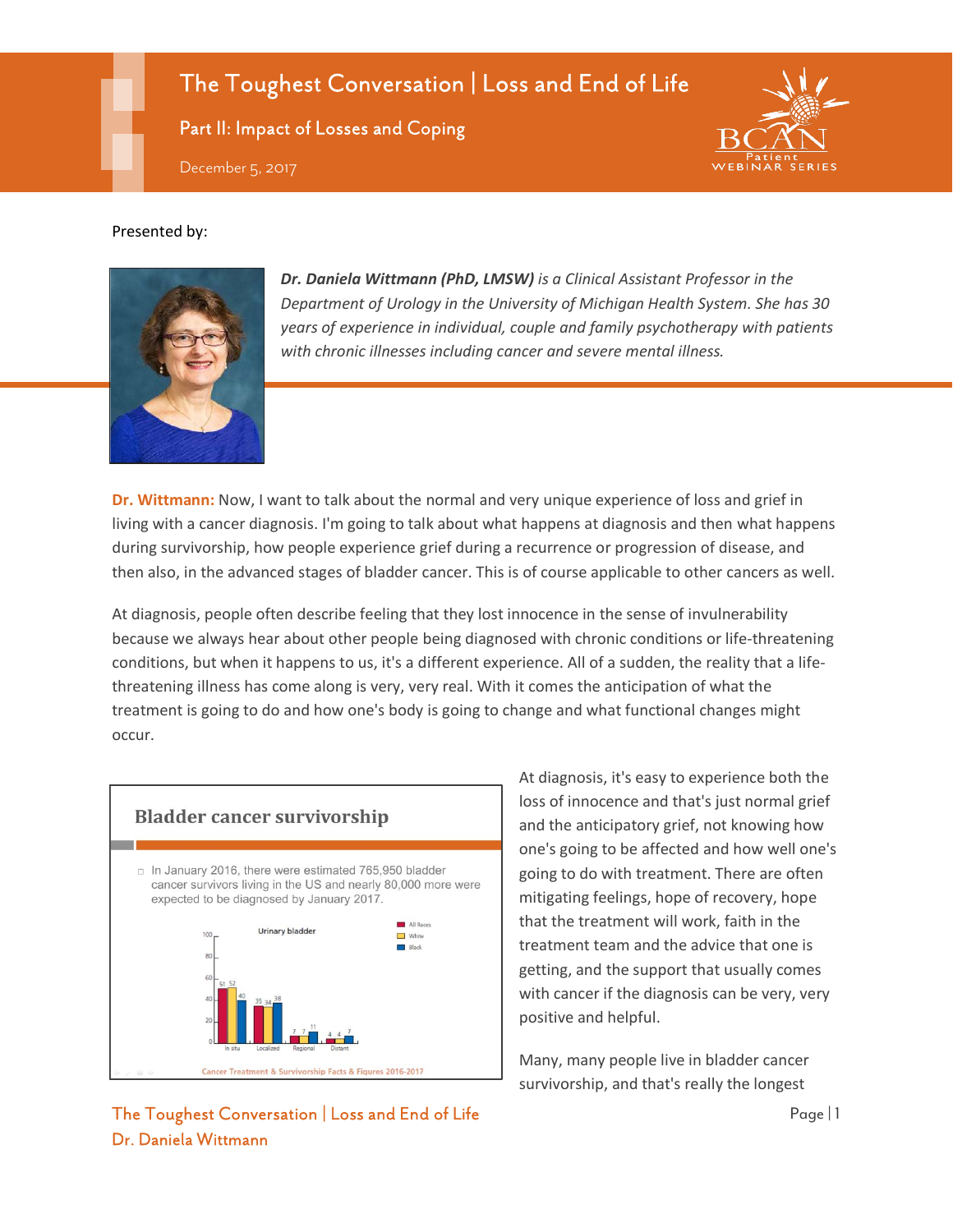# The Toughest Conversation | Loss and End of Life

## Part II: Impact of Losses and Coping

December 5, 2017

Presented by:

***Dr. Daniela Wittmann (PhD, LMSW)*** *is a Clinical Assistant Professor in the Department of Urology in the University of Michigan Health System. She has 30 years of experience in individual, couple and family psychotherapy with patients with chronic illnesses including cancer and severe mental illness.*

**Dr. Wittmann:** Now, I want to talk about the normal and very unique experience of loss and grief in living with a cancer diagnosis. I'm going to talk about what happens at diagnosis and then what happens during survivorship, how people experience grief during a recurrence or progression of disease, and then also, in the advanced stages of bladder cancer. This is of course applicable to other cancers as well.

At diagnosis, people often describe feeling that they lost innocence in the sense of invulnerability because we always hear about other people being diagnosed with chronic conditions or life-threatening conditions, but when it happens to us, it's a different experience. All of a sudden, the reality that a life-threatening illness has come along is very, very real. With it comes the anticipation of what the treatment is going to do and how one's body is going to change and what functional changes might occur.

**Bladder cancer survivorship**

- In January 2016, there were estimated 765,950 bladder cancer survivors living in the US and nearly 80,000 more were expected to be diagnosed by January 2017.

Urinary bladder

| Stage | All Races | White | Black |
|---|---|---|---|
| In situ | 51 | 52 | 40 |
| Localized | 35 | 34 | 38 |
| Regional | 7 | 7 | 11 |
| Distant | 4 | 4 | 7 |

Cancer Treatment & Survivorship Facts & Figures 2016-2017

At diagnosis, it's easy to experience both the loss of innocence and that's just normal grief and the anticipatory grief, not knowing how one's going to be affected and how well one's going to do with treatment. There are often mitigating feelings, hope of recovery, hope that the treatment will work, faith in the treatment team and the advice that one is getting, and the support that usually comes with cancer if the diagnosis can be very, very positive and helpful.

Many, many people live in bladder cancer survivorship, and that's really the longest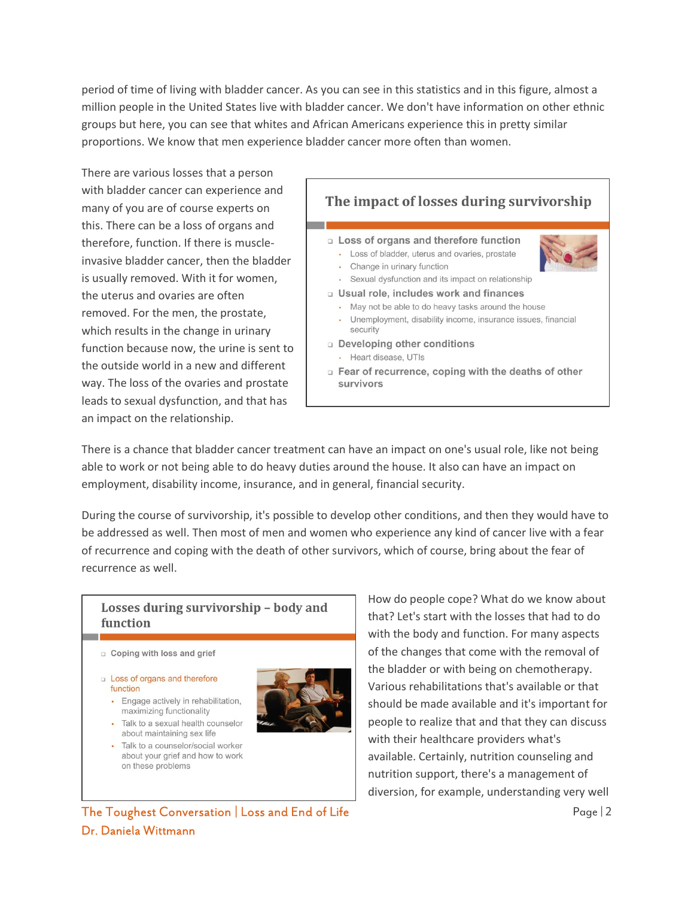period of time of living with bladder cancer. As you can see in this statistics and in this figure, almost a million people in the United States live with bladder cancer. We don't have information on other ethnic groups but here, you can see that whites and African Americans experience this in pretty similar proportions. We know that men experience bladder cancer more often than women.

There are various losses that a person with bladder cancer can experience and many of you are of course experts on this. There can be a loss of organs and therefore, function. If there is muscle-invasive bladder cancer, then the bladder is usually removed. With it for women, the uterus and ovaries are often removed. For the men, the prostate, which results in the change in urinary function because now, the urine is sent to the outside world in a new and different way. The loss of the ovaries and prostate leads to sexual dysfunction, and that has an impact on the relationship.

**The impact of losses during survivorship**

- Loss of organs and therefore function
  - Loss of bladder, uterus and ovaries, prostate
  - Change in urinary function
  - Sexual dysfunction and its impact on relationship
- Usual role, includes work and finances
  - May not be able to do heavy tasks around the house
  - Unemployment, disability income, insurance issues, financial security
- Developing other conditions
  - Heart disease, UTIs
- Fear of recurrence, coping with the deaths of other survivors

There is a chance that bladder cancer treatment can have an impact on one's usual role, like not being able to work or not being able to do heavy duties around the house. It also can have an impact on employment, disability income, insurance, and in general, financial security.

During the course of survivorship, it's possible to develop other conditions, and then they would have to be addressed as well. Then most of men and women who experience any kind of cancer live with a fear of recurrence and coping with the death of other survivors, which of course, bring about the fear of recurrence as well.

**Losses during survivorship – body and function**

- Coping with loss and grief
- Loss of organs and therefore function
  - Engage actively in rehabilitation, maximizing functionality
  - Talk to a sexual health counselor about maintaining sex life
  - Talk to a counselor/social worker about your grief and how to work on these problems

How do people cope? What do we know about that? Let's start with the losses that had to do with the body and function. For many aspects of the changes that come with the removal of the bladder or with being on chemotherapy. Various rehabilitations that's available or that should be made available and it's important for people to realize that and that they can discuss with their healthcare providers what's available. Certainly, nutrition counseling and nutrition support, there's a management of diversion, for example, understanding very well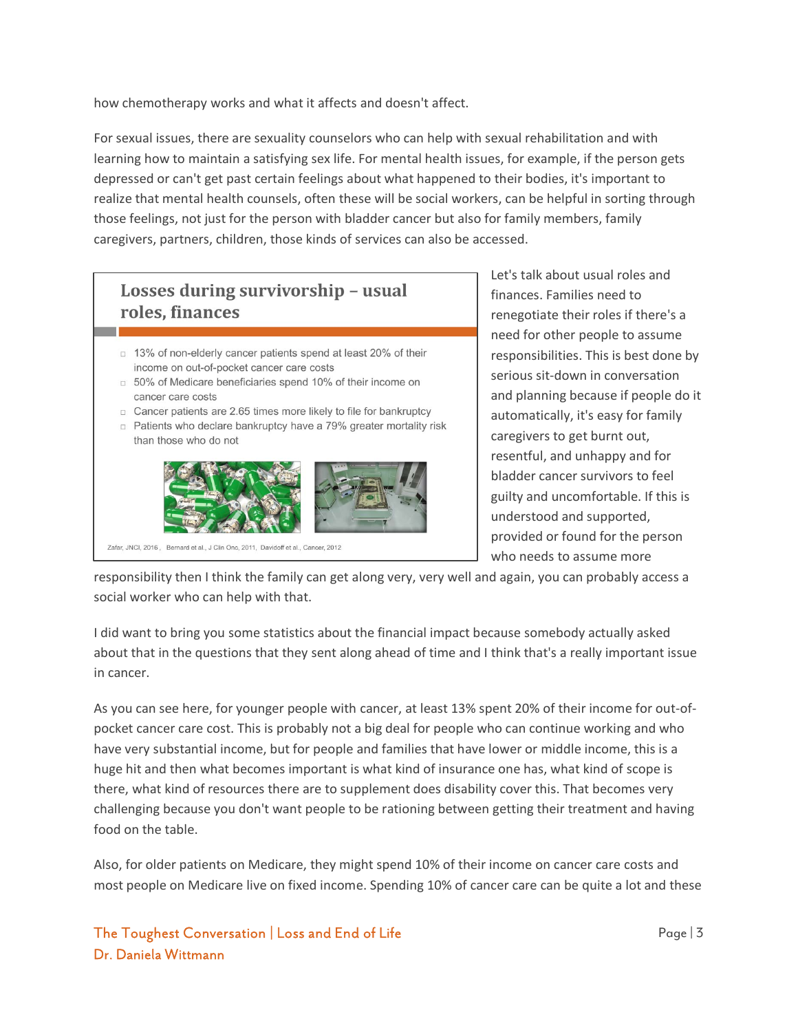how chemotherapy works and what it affects and doesn't affect.

For sexual issues, there are sexuality counselors who can help with sexual rehabilitation and with learning how to maintain a satisfying sex life. For mental health issues, for example, if the person gets depressed or can't get past certain feelings about what happened to their bodies, it's important to realize that mental health counsels, often these will be social workers, can be helpful in sorting through those feelings, not just for the person with bladder cancer but also for family members, family caregivers, partners, children, those kinds of services can also be accessed.

**Losses during survivorship – usual roles, finances**

- 13% of non-elderly cancer patients spend at least 20% of their income on out-of-pocket cancer care costs
- 50% of Medicare beneficiaries spend 10% of their income on cancer care costs
- Cancer patients are 2.65 times more likely to file for bankruptcy
- Patients who declare bankruptcy have a 79% greater mortality risk than those who do not

Zafar, JNCI, 2016, Bernard et al., J Clin Onc, 2011, Davidoff et al., Cancer, 2012

Let's talk about usual roles and finances. Families need to renegotiate their roles if there's a need for other people to assume responsibilities. This is best done by serious sit-down in conversation and planning because if people do it automatically, it's easy for family caregivers to get burnt out, resentful, and unhappy and for bladder cancer survivors to feel guilty and uncomfortable. If this is understood and supported, provided or found for the person who needs to assume more responsibility then I think the family can get along very, very well and again, you can probably access a social worker who can help with that.

I did want to bring you some statistics about the financial impact because somebody actually asked about that in the questions that they sent along ahead of time and I think that's a really important issue in cancer.

As you can see here, for younger people with cancer, at least 13% spent 20% of their income for out-of-pocket cancer care cost. This is probably not a big deal for people who can continue working and who have very substantial income, but for people and families that have lower or middle income, this is a huge hit and then what becomes important is what kind of insurance one has, what kind of scope is there, what kind of resources there are to supplement does disability cover this. That becomes very challenging because you don't want people to be rationing between getting their treatment and having food on the table.

Also, for older patients on Medicare, they might spend 10% of their income on cancer care costs and most people on Medicare live on fixed income. Spending 10% of cancer care can be quite a lot and these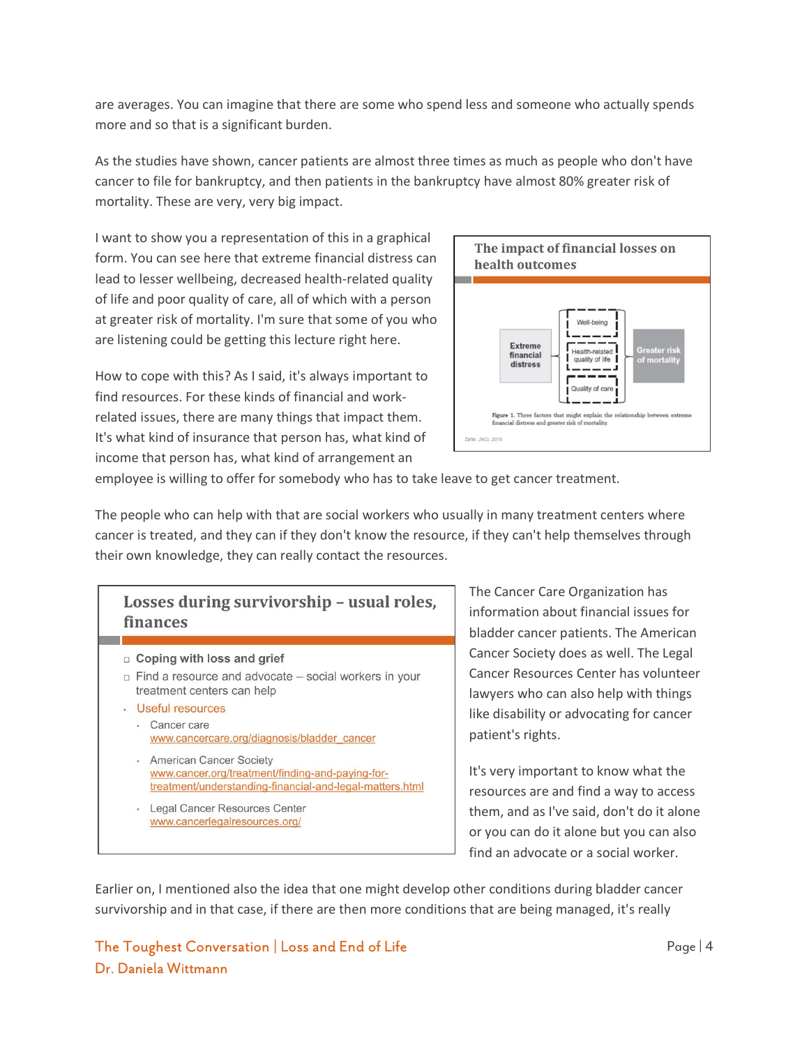are averages. You can imagine that there are some who spend less and someone who actually spends more and so that is a significant burden.

As the studies have shown, cancer patients are almost three times as much as people who don't have cancer to file for bankruptcy, and then patients in the bankruptcy have almost 80% greater risk of mortality. These are very, very big impact.

I want to show you a representation of this in a graphical form. You can see here that extreme financial distress can lead to lesser wellbeing, decreased health-related quality of life and poor quality of care, all of which with a person at greater risk of mortality. I'm sure that some of you who are listening could be getting this lecture right here.

**The impact of financial losses on health outcomes**

Extreme financial distress → Well-being / Health-related quality of life / Quality of care → Greater risk of mortality

Figure 1. Three factors that might explain the relationship between extreme financial distress and greater risk of mortality.

Zafar, JNCI, 2016

How to cope with this? As I said, it's always important to find resources. For these kinds of financial and work-related issues, there are many things that impact them. It's what kind of insurance that person has, what kind of income that person has, what kind of arrangement an employee is willing to offer for somebody who has to take leave to get cancer treatment.

The people who can help with that are social workers who usually in many treatment centers where cancer is treated, and they can if they don't know the resource, if they can't help themselves through their own knowledge, they can really contact the resources.

**Losses during survivorship – usual roles, finances**

- Coping with loss and grief
- Find a resource and advocate – social workers in your treatment centers can help
- Useful resources
  - Cancer care www.cancercare.org/diagnosis/bladder_cancer
  - American Cancer Society www.cancer.org/treatment/finding-and-paying-for-treatment/understanding-financial-and-legal-matters.html
  - Legal Cancer Resources Center www.cancerlegalresources.org/

The Cancer Care Organization has information about financial issues for bladder cancer patients. The American Cancer Society does as well. The Legal Cancer Resources Center has volunteer lawyers who can also help with things like disability or advocating for cancer patient's rights.

It's very important to know what the resources are and find a way to access them, and as I've said, don't do it alone or you can do it alone but you can also find an advocate or a social worker.

Earlier on, I mentioned also the idea that one might develop other conditions during bladder cancer survivorship and in that case, if there are then more conditions that are being managed, it's really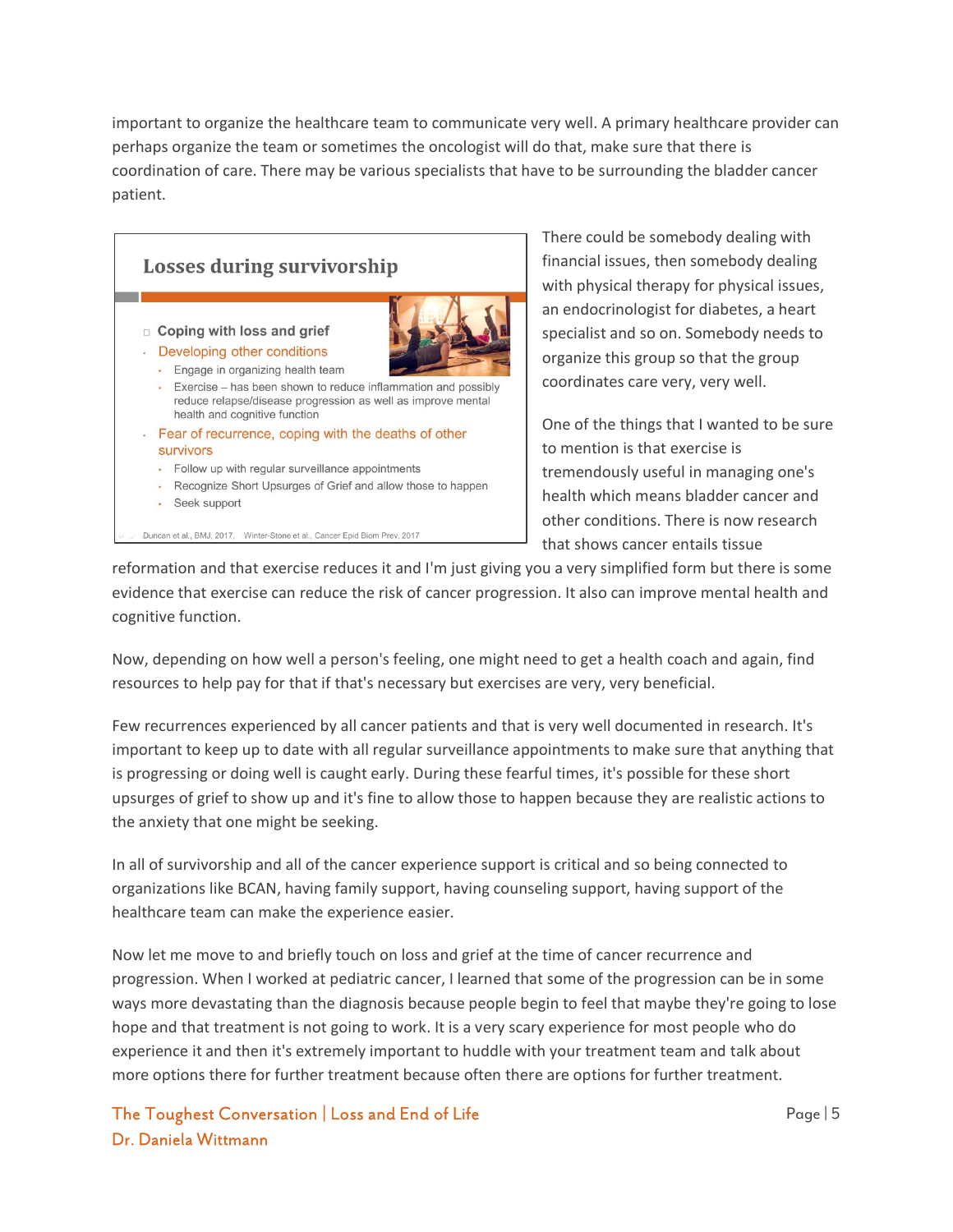important to organize the healthcare team to communicate very well. A primary healthcare provider can perhaps organize the team or sometimes the oncologist will do that, make sure that there is coordination of care. There may be various specialists that have to be surrounding the bladder cancer patient.

**Losses during survivorship**

- Coping with loss and grief
  - Developing other conditions
    - Engage in organizing health team
    - Exercise – has been shown to reduce inflammation and possibly reduce relapse/disease progression as well as improve mental health and cognitive function
  - Fear of recurrence, coping with the deaths of other survivors
    - Follow up with regular surveillance appointments
    - Recognize Short Upsurges of Grief and allow those to happen
    - Seek support

Duncan et al., BMJ, 2017, Winter-Stone et al., Cancer Epid Biom Prev, 2017

There could be somebody dealing with financial issues, then somebody dealing with physical therapy for physical issues, an endocrinologist for diabetes, a heart specialist and so on. Somebody needs to organize this group so that the group coordinates care very, very well.

One of the things that I wanted to be sure to mention is that exercise is tremendously useful in managing one's health which means bladder cancer and other conditions. There is now research that shows cancer entails tissue reformation and that exercise reduces it and I'm just giving you a very simplified form but there is some evidence that exercise can reduce the risk of cancer progression. It also can improve mental health and cognitive function.

Now, depending on how well a person's feeling, one might need to get a health coach and again, find resources to help pay for that if that's necessary but exercises are very, very beneficial.

Few recurrences experienced by all cancer patients and that is very well documented in research. It's important to keep up to date with all regular surveillance appointments to make sure that anything that is progressing or doing well is caught early. During these fearful times, it's possible for these short upsurges of grief to show up and it's fine to allow those to happen because they are realistic actions to the anxiety that one might be seeking.

In all of survivorship and all of the cancer experience support is critical and so being connected to organizations like BCAN, having family support, having counseling support, having support of the healthcare team can make the experience easier.

Now let me move to and briefly touch on loss and grief at the time of cancer recurrence and progression. When I worked at pediatric cancer, I learned that some of the progression can be in some ways more devastating than the diagnosis because people begin to feel that maybe they're going to lose hope and that treatment is not going to work. It is a very scary experience for most people who do experience it and then it's extremely important to huddle with your treatment team and talk about more options there for further treatment because often there are options for further treatment.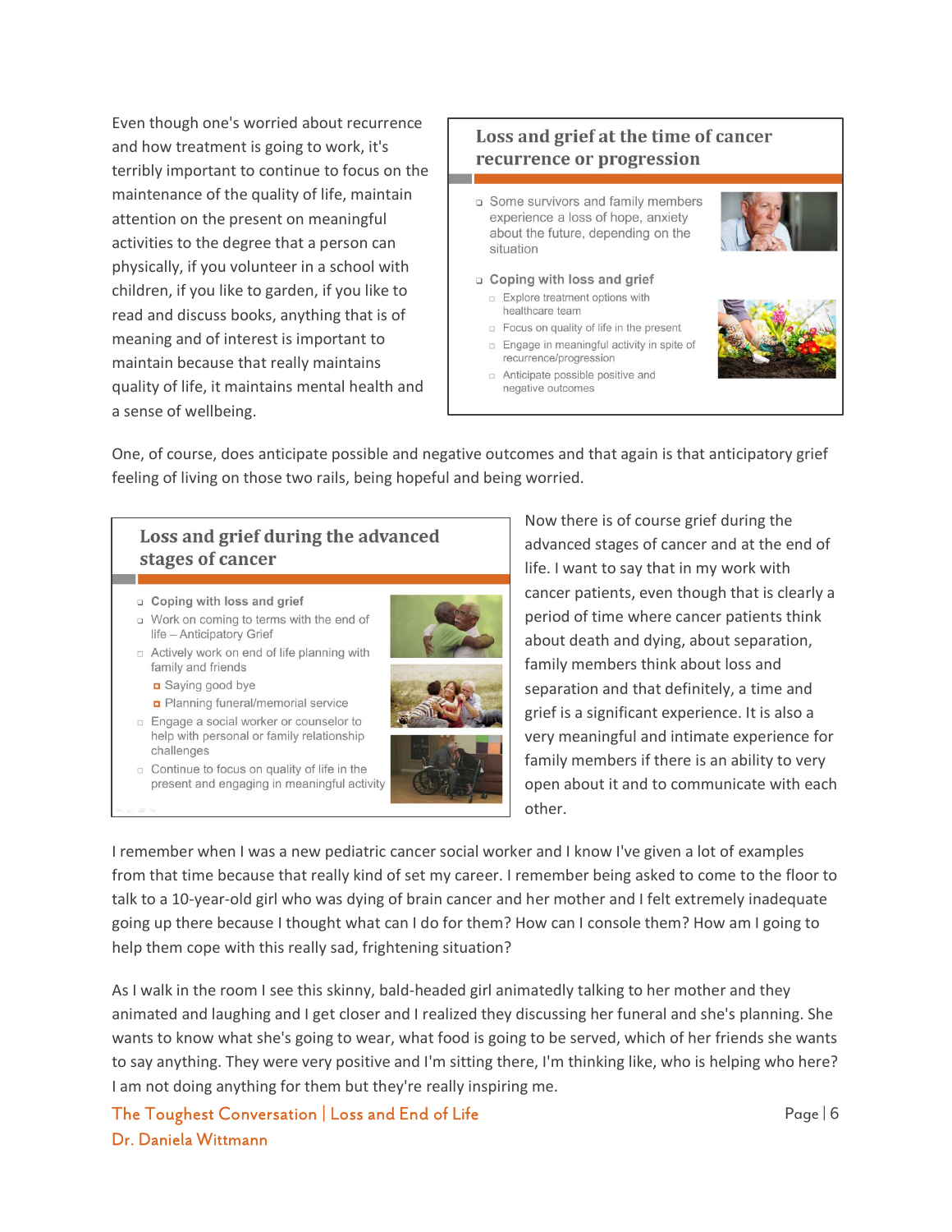Even though one's worried about recurrence and how treatment is going to work, it's terribly important to continue to focus on the maintenance of the quality of life, maintain attention on the present on meaningful activities to the degree that a person can physically, if you volunteer in a school with children, if you like to garden, if you like to read and discuss books, anything that is of meaning and of interest is important to maintain because that really maintains quality of life, it maintains mental health and a sense of wellbeing.

## Loss and grief at the time of cancer recurrence or progression

- Some survivors and family members experience a loss of hope, anxiety about the future, depending on the situation
- **Coping with loss and grief**
  - Explore treatment options with healthcare team
  - Focus on quality of life in the present
  - Engage in meaningful activity in spite of recurrence/progression
  - Anticipate possible positive and negative outcomes

One, of course, does anticipate possible and negative outcomes and that again is that anticipatory grief feeling of living on those two rails, being hopeful and being worried.

## Loss and grief during the advanced stages of cancer

- **Coping with loss and grief**
- Work on coming to terms with the end of life – Anticipatory Grief
  - Actively work on end of life planning with family and friends
    - Saying good bye
    - Planning funeral/memorial service
  - Engage a social worker or counselor to help with personal or family relationship challenges
  - Continue to focus on quality of life in the present and engaging in meaningful activity

Now there is of course grief during the advanced stages of cancer and at the end of life. I want to say that in my work with cancer patients, even though that is clearly a period of time where cancer patients think about death and dying, about separation, family members think about loss and separation and that definitely, a time and grief is a significant experience. It is also a very meaningful and intimate experience for family members if there is an ability to very open about it and to communicate with each other.

I remember when I was a new pediatric cancer social worker and I know I've given a lot of examples from that time because that really kind of set my career. I remember being asked to come to the floor to talk to a 10-year-old girl who was dying of brain cancer and her mother and I felt extremely inadequate going up there because I thought what can I do for them? How can I console them? How am I going to help them cope with this really sad, frightening situation?

As I walk in the room I see this skinny, bald-headed girl animatedly talking to her mother and they animated and laughing and I get closer and I realized they discussing her funeral and she's planning. She wants to know what she's going to wear, what food is going to be served, which of her friends she wants to say anything. They were very positive and I'm sitting there, I'm thinking like, who is helping who here? I am not doing anything for them but they're really inspiring me.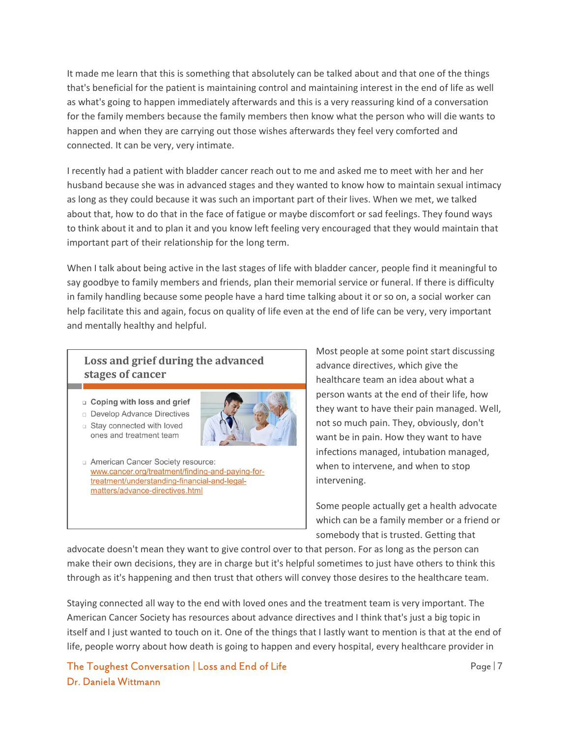It made me learn that this is something that absolutely can be talked about and that one of the things that's beneficial for the patient is maintaining control and maintaining interest in the end of life as well as what's going to happen immediately afterwards and this is a very reassuring kind of a conversation for the family members because the family members then know what the person who will die wants to happen and when they are carrying out those wishes afterwards they feel very comforted and connected. It can be very, very intimate.

I recently had a patient with bladder cancer reach out to me and asked me to meet with her and her husband because she was in advanced stages and they wanted to know how to maintain sexual intimacy as long as they could because it was such an important part of their lives. When we met, we talked about that, how to do that in the face of fatigue or maybe discomfort or sad feelings. They found ways to think about it and to plan it and you know left feeling very encouraged that they would maintain that important part of their relationship for the long term.

When I talk about being active in the last stages of life with bladder cancer, people find it meaningful to say goodbye to family members and friends, plan their memorial service or funeral. If there is difficulty in family handling because some people have a hard time talking about it or so on, a social worker can help facilitate this and again, focus on quality of life even at the end of life can be very, very important and mentally healthy and helpful.

**Loss and grief during the advanced stages of cancer**

- **Coping with loss and grief**
- Develop Advance Directives
- Stay connected with loved ones and treatment team
- American Cancer Society resource: www.cancer.org/treatment/finding-and-paying-for-treatment/understanding-financial-and-legal-matters/advance-directives.html

Most people at some point start discussing advance directives, which give the healthcare team an idea about what a person wants at the end of their life, how they want to have their pain managed. Well, not so much pain. They, obviously, don't want be in pain. How they want to have infections managed, intubation managed, when to intervene, and when to stop intervening.

Some people actually get a health advocate which can be a family member or a friend or somebody that is trusted. Getting that advocate doesn't mean they want to give control over to that person. For as long as the person can make their own decisions, they are in charge but it's helpful sometimes to just have others to think this through as it's happening and then trust that others will convey those desires to the healthcare team.

Staying connected all way to the end with loved ones and the treatment team is very important. The American Cancer Society has resources about advance directives and I think that's just a big topic in itself and I just wanted to touch on it. One of the things that I lastly want to mention is that at the end of life, people worry about how death is going to happen and every hospital, every healthcare provider in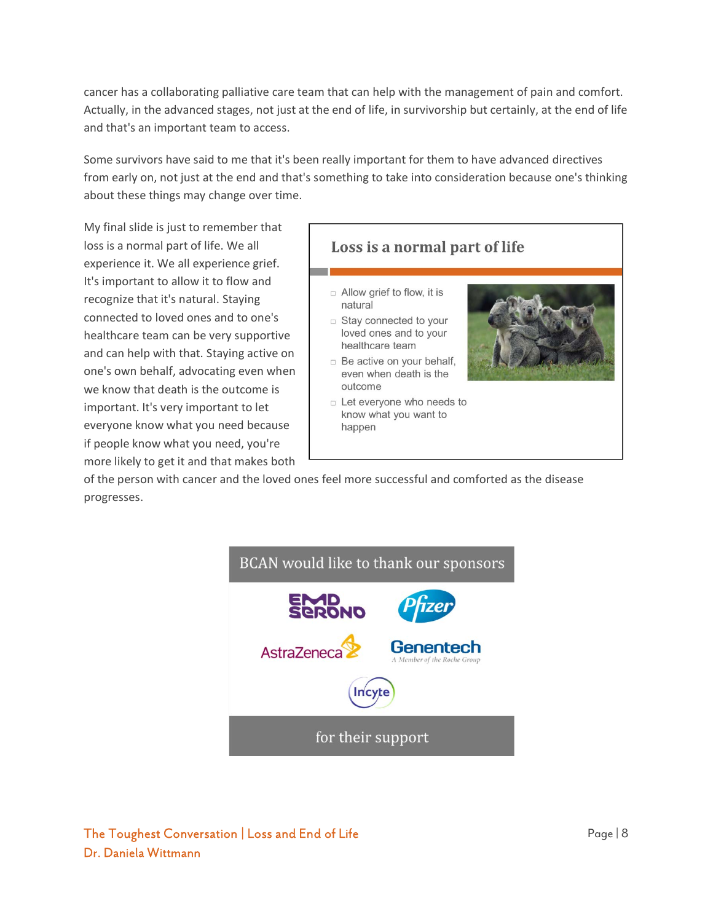cancer has a collaborating palliative care team that can help with the management of pain and comfort. Actually, in the advanced stages, not just at the end of life, in survivorship but certainly, at the end of life and that's an important team to access.

Some survivors have said to me that it's been really important for them to have advanced directives from early on, not just at the end and that's something to take into consideration because one's thinking about these things may change over time.

My final slide is just to remember that loss is a normal part of life. We all experience it. We all experience grief. It's important to allow it to flow and recognize that it's natural. Staying connected to loved ones and to one's healthcare team can be very supportive and can help with that. Staying active on one's own behalf, advocating even when we know that death is the outcome is important. It's very important to let everyone know what you need because if people know what you need, you're more likely to get it and that makes both of the person with cancer and the loved ones feel more successful and comforted as the disease progresses.

**Loss is a normal part of life**

- Allow grief to flow, it is natural
- Stay connected to your loved ones and to your healthcare team
- Be active on your behalf, even when death is the outcome
- Let everyone know who needs to know what you want to happen

BCAN would like to thank our sponsors

EMD SERONO

Pfizer

AstraZeneca

Genentech
A Member of the Roche Group

Incyte

for their support